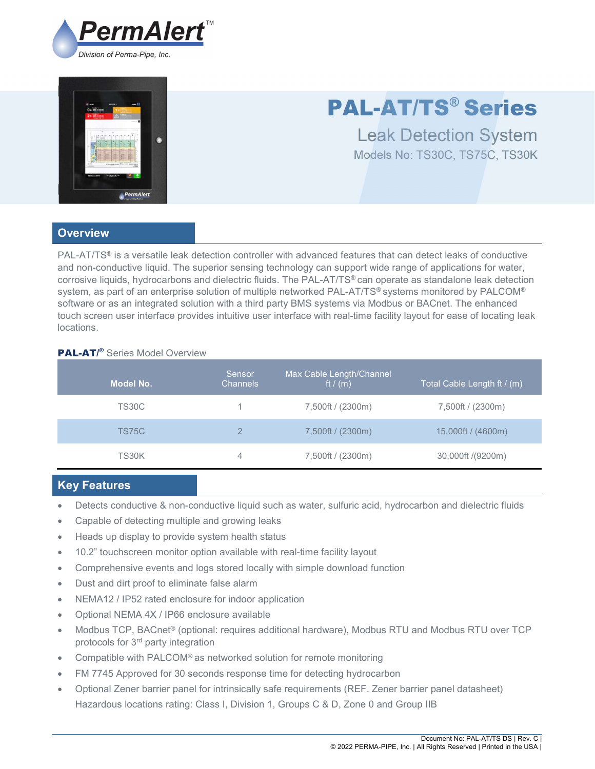PermAlert™
*Division of Perma-Pipe, Inc.*

# PAL-AT/TS® Series

## Leak Detection System

Models No: TS30C, TS75C, TS30K

## Overview

PAL-AT/TS® is a versatile leak detection controller with advanced features that can detect leaks of conductive and non-conductive liquid. The superior sensing technology can support wide range of applications for water, corrosive liquids, hydrocarbons and dielectric fluids. The PAL-AT/TS® can operate as standalone leak detection system, as part of an enterprise solution of multiple networked PAL-AT/TS® systems monitored by PALCOM® software or as an integrated solution with a third party BMS systems via Modbus or BACnet. The enhanced touch screen user interface provides intuitive user interface with real-time facility layout for ease of locating leak locations.

**PAL-AT/®** Series Model Overview

| Model No. | Sensor Channels | Max Cable Length/Channel ft / (m) | Total Cable Length ft / (m) |
|---|---|---|---|
| TS30C | 1 | 7,500ft / (2300m) | 7,500ft / (2300m) |
| TS75C | 2 | 7,500ft / (2300m) | 15,000ft / (4600m) |
| TS30K | 4 | 7,500ft / (2300m) | 30,000ft /(9200m) |

## Key Features

- Detects conductive & non-conductive liquid such as water, sulfuric acid, hydrocarbon and dielectric fluids
- Capable of detecting multiple and growing leaks
- Heads up display to provide system health status
- 10.2" touchscreen monitor option available with real-time facility layout
- Comprehensive events and logs stored locally with simple download function
- Dust and dirt proof to eliminate false alarm
- NEMA12 / IP52 rated enclosure for indoor application
- Optional NEMA 4X / IP66 enclosure available
- Modbus TCP, BACnet® (optional: requires additional hardware), Modbus RTU and Modbus RTU over TCP protocols for 3rd party integration
- Compatible with PALCOM® as networked solution for remote monitoring
- FM 7745 Approved for 30 seconds response time for detecting hydrocarbon
- Optional Zener barrier panel for intrinsically safe requirements (REF. Zener barrier panel datasheet) Hazardous locations rating: Class I, Division 1, Groups C & D, Zone 0 and Group IIB

Document No: PAL-AT/TS DS | Rev. C |
© 2022 PERMA-PIPE, Inc. | All Rights Reserved | Printed in the USA |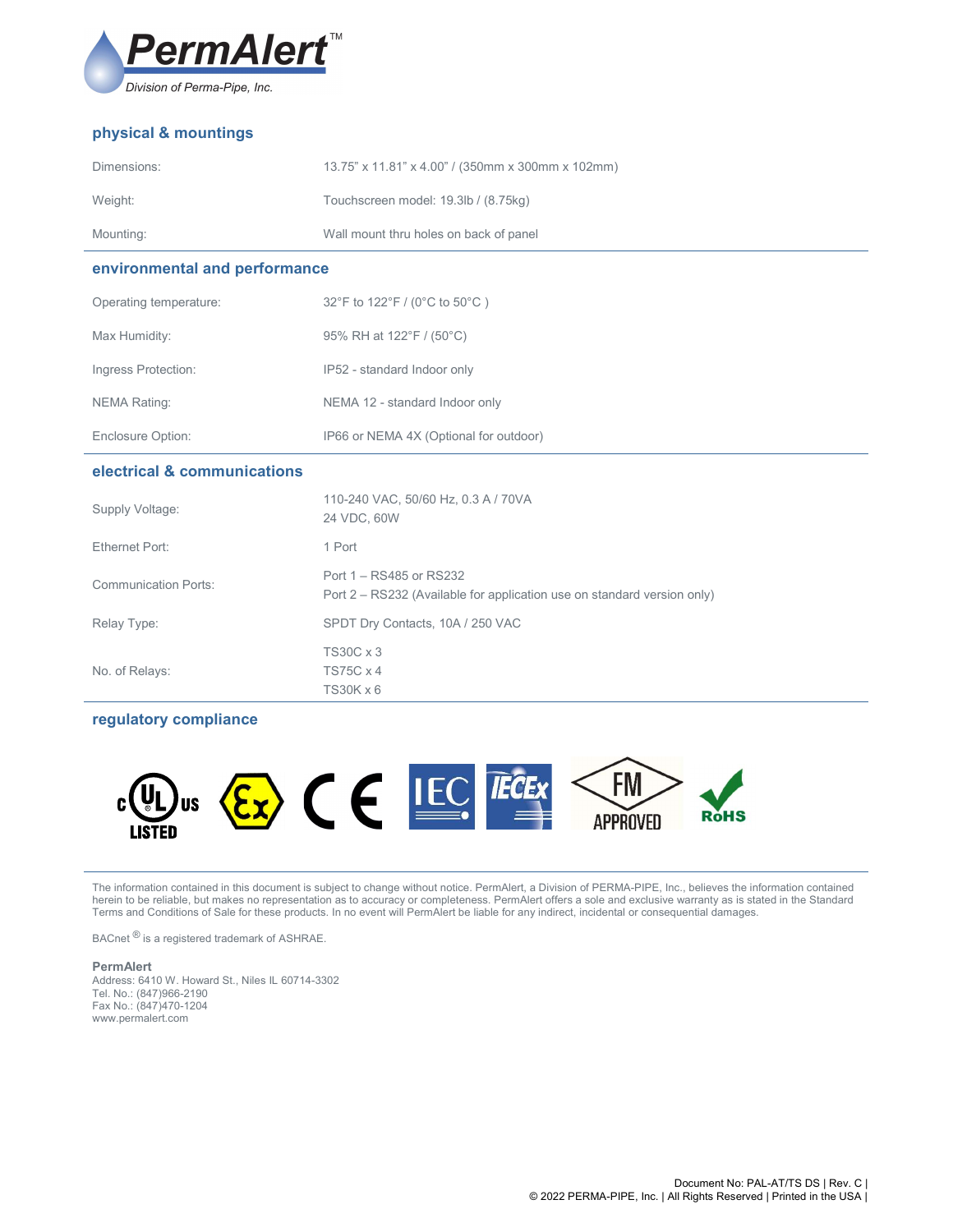PermAlert™

*Division of Perma-Pipe, Inc.*

## physical & mountings

| | |
|---|---|
| Dimensions: | 13.75" x 11.81" x 4.00" / (350mm x 300mm x 102mm) |
| Weight: | Touchscreen model: 19.3lb / (8.75kg) |
| Mounting: | Wall mount thru holes on back of panel |

## environmental and performance

| | |
|---|---|
| Operating temperature: | 32°F to 122°F / (0°C to 50°C ) |
| Max Humidity: | 95% RH at 122°F / (50°C) |
| Ingress Protection: | IP52 - standard Indoor only |
| NEMA Rating: | NEMA 12 - standard Indoor only |
| Enclosure Option: | IP66 or NEMA 4X (Optional for outdoor) |

## electrical & communications

| | |
|---|---|
| Supply Voltage: | 110-240 VAC, 50/60 Hz, 0.3 A / 70VA<br>24 VDC, 60W |
| Ethernet Port: | 1 Port |
| Communication Ports: | Port 1 – RS485 or RS232<br>Port 2 – RS232 (Available for application use on standard version only) |
| Relay Type: | SPDT Dry Contacts, 10A / 250 VAC |
| No. of Relays: | TS30C x 3<br>TS75C x 4<br>TS30K x 6 |

## regulatory compliance

c UL US LISTED · Ex · CE · IEC · IECEx · FM APPROVED · RoHS

The information contained in this document is subject to change without notice. PermAlert, a Division of PERMA-PIPE, Inc., believes the information contained herein to be reliable, but makes no representation as to accuracy or completeness. PermAlert offers a sole and exclusive warranty as is stated in the Standard Terms and Conditions of Sale for these products. In no event will PermAlert be liable for any indirect, incidental or consequential damages.

BACnet® is a registered trademark of ASHRAE.

**PermAlert**
Address: 6410 W. Howard St., Niles IL 60714-3302
Tel. No.: (847)966-2190
Fax No.: (847)470-1204
www.permalert.com

Document No: PAL-AT/TS DS | Rev. C |
© 2022 PERMA-PIPE, Inc. | All Rights Reserved | Printed in the USA |